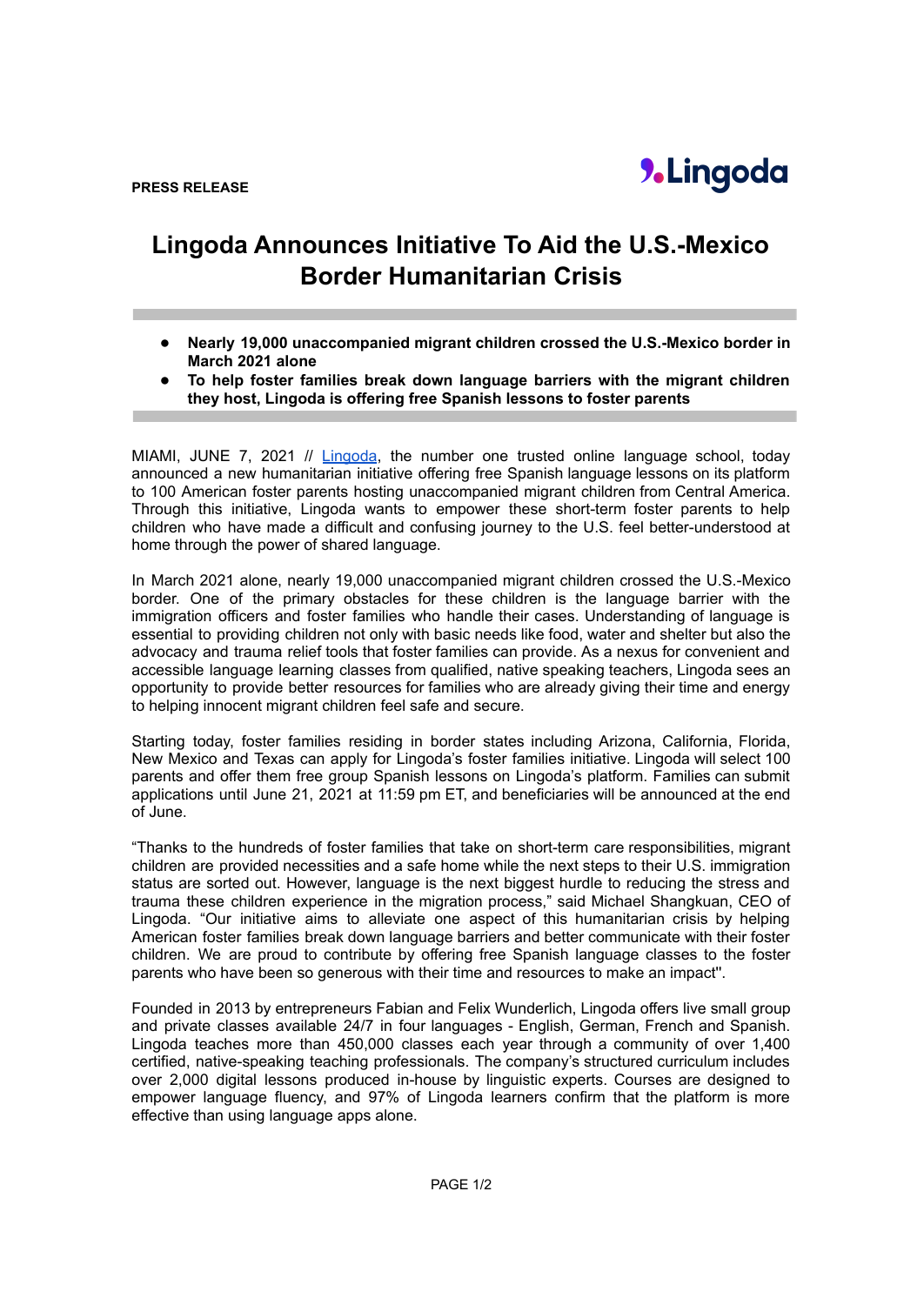**PRESS RELEASE**

Lingoda

# Lingoda Announces Initiative To Aid the U.S.-Mexico Border Humanitarian Crisis

- **Nearly 19,000 unaccompanied migrant children crossed the U.S.-Mexico border in March 2021 alone**
- **To help foster families break down language barriers with the migrant children they host, Lingoda is offering free Spanish lessons to foster parents**

MIAMI, JUNE 7, 2021 // [Lingoda](), the number one trusted online language school, today announced a new humanitarian initiative offering free Spanish language lessons on its platform to 100 American foster parents hosting unaccompanied migrant children from Central America. Through this initiative, Lingoda wants to empower these short-term foster parents to help children who have made a difficult and confusing journey to the U.S. feel better-understood at home through the power of shared language.

In March 2021 alone, nearly 19,000 unaccompanied migrant children crossed the U.S.-Mexico border. One of the primary obstacles for these children is the language barrier with the immigration officers and foster families who handle their cases. Understanding of language is essential to providing children not only with basic needs like food, water and shelter but also the advocacy and trauma relief tools that foster families can provide. As a nexus for convenient and accessible language learning classes from qualified, native speaking teachers, Lingoda sees an opportunity to provide better resources for families who are already giving their time and energy to helping innocent migrant children feel safe and secure.

Starting today, foster families residing in border states including Arizona, California, Florida, New Mexico and Texas can apply for Lingoda's foster families initiative. Lingoda will select 100 parents and offer them free group Spanish lessons on Lingoda's platform. Families can submit applications until June 21, 2021 at 11:59 pm ET, and beneficiaries will be announced at the end of June.

"Thanks to the hundreds of foster families that take on short-term care responsibilities, migrant children are provided necessities and a safe home while the next steps to their U.S. immigration status are sorted out. However, language is the next biggest hurdle to reducing the stress and trauma these children experience in the migration process," said Michael Shangkuan, CEO of Lingoda. "Our initiative aims to alleviate one aspect of this humanitarian crisis by helping American foster families break down language barriers and better communicate with their foster children. We are proud to contribute by offering free Spanish language classes to the foster parents who have been so generous with their time and resources to make an impact".

Founded in 2013 by entrepreneurs Fabian and Felix Wunderlich, Lingoda offers live small group and private classes available 24/7 in four languages - English, German, French and Spanish. Lingoda teaches more than 450,000 classes each year through a community of over 1,400 certified, native-speaking teaching professionals. The company's structured curriculum includes over 2,000 digital lessons produced in-house by linguistic experts. Courses are designed to empower language fluency, and 97% of Lingoda learners confirm that the platform is more effective than using language apps alone.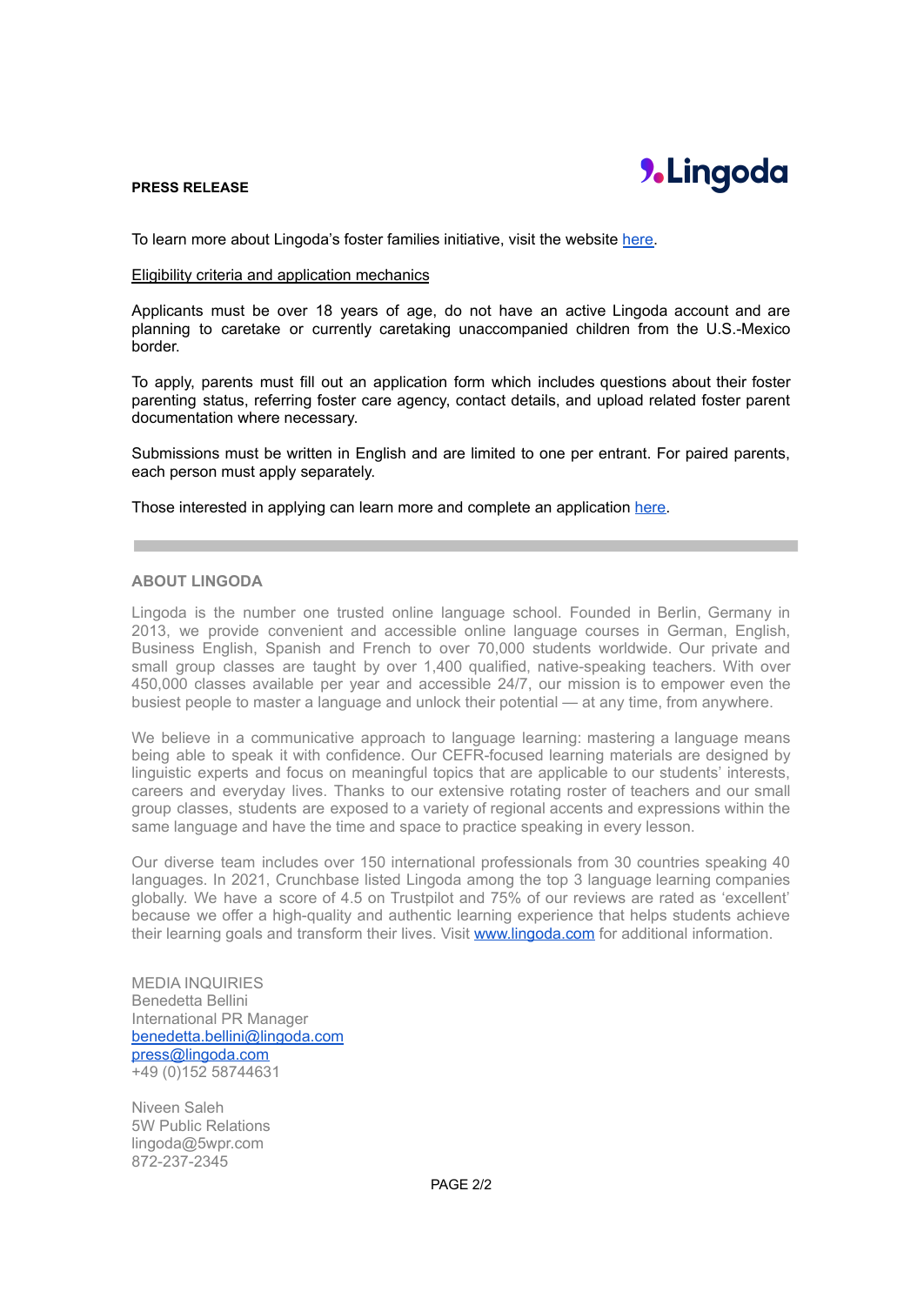**PRESS RELEASE**

To learn more about Lingoda's foster families initiative, visit the website [here](#).

Eligibility criteria and application mechanics

Applicants must be over 18 years of age, do not have an active Lingoda account and are planning to caretake or currently caretaking unaccompanied children from the U.S.-Mexico border.

To apply, parents must fill out an application form which includes questions about their foster parenting status, referring foster care agency, contact details, and upload related foster parent documentation where necessary.

Submissions must be written in English and are limited to one per entrant. For paired parents, each person must apply separately.

Those interested in applying can learn more and complete an application [here](#).

---

## ABOUT LINGODA

Lingoda is the number one trusted online language school. Founded in Berlin, Germany in 2013, we provide convenient and accessible online language courses in German, English, Business English, Spanish and French to over 70,000 students worldwide. Our private and small group classes are taught by over 1,400 qualified, native-speaking teachers. With over 450,000 classes available per year and accessible 24/7, our mission is to empower even the busiest people to master a language and unlock their potential — at any time, from anywhere.

We believe in a communicative approach to language learning: mastering a language means being able to speak it with confidence. Our CEFR-focused learning materials are designed by linguistic experts and focus on meaningful topics that are applicable to our students' interests, careers and everyday lives. Thanks to our extensive rotating roster of teachers and our small group classes, students are exposed to a variety of regional accents and expressions within the same language and have the time and space to practice speaking in every lesson.

Our diverse team includes over 150 international professionals from 30 countries speaking 40 languages. In 2021, Crunchbase listed Lingoda among the top 3 language learning companies globally. We have a score of 4.5 on Trustpilot and 75% of our reviews are rated as 'excellent' because we offer a high-quality and authentic learning experience that helps students achieve their learning goals and transform their lives. Visit [www.lingoda.com](http://www.lingoda.com) for additional information.

MEDIA INQUIRIES
Benedetta Bellini
International PR Manager
benedetta.bellini@lingoda.com
press@lingoda.com
+49 (0)152 58744631

Niveen Saleh
5W Public Relations
lingoda@5wpr.com
872-237-2345